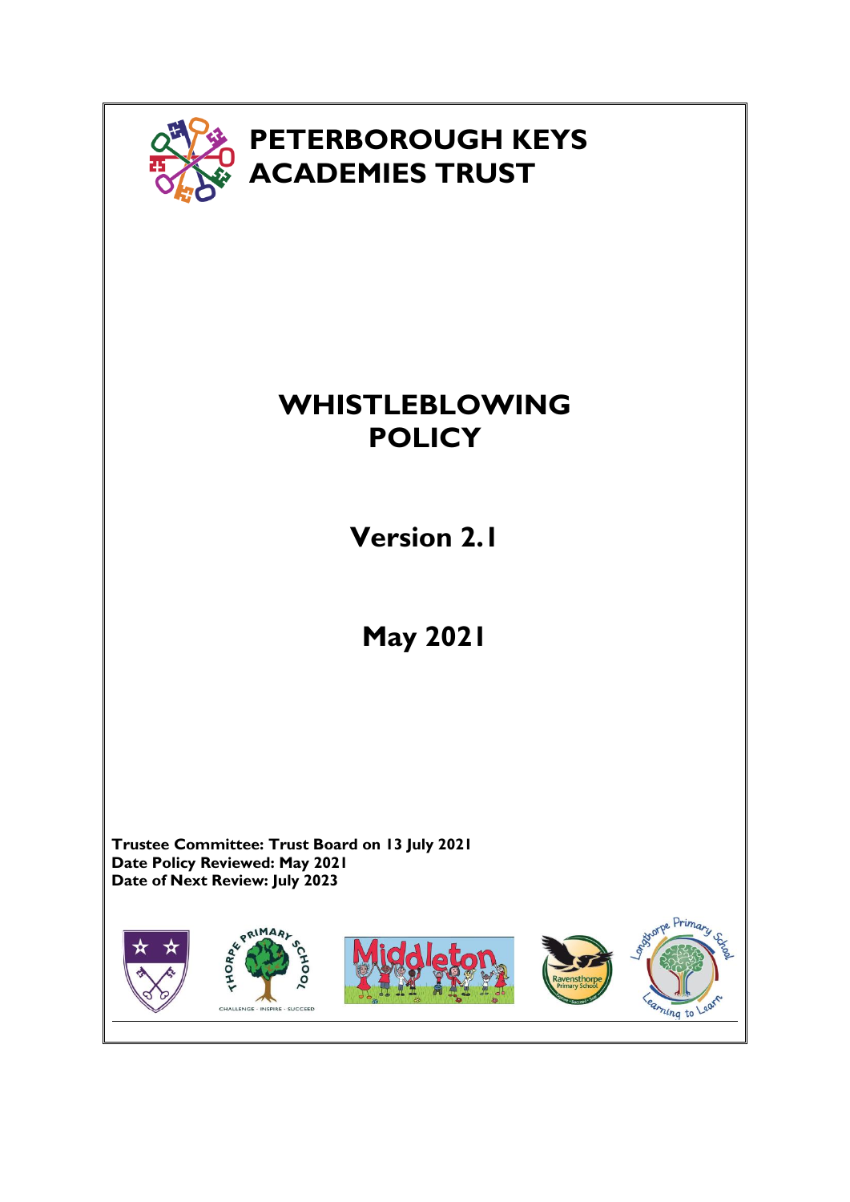# PETERBOROUGH KEYS ACADEMIES TRUST

# WHISTLEBLOWING POLICY

## Version 2.1

## May 2021

**Trustee Committee: Trust Board on 13 July 2021**
**Date Policy Reviewed: May 2021**
**Date of Next Review: July 2023**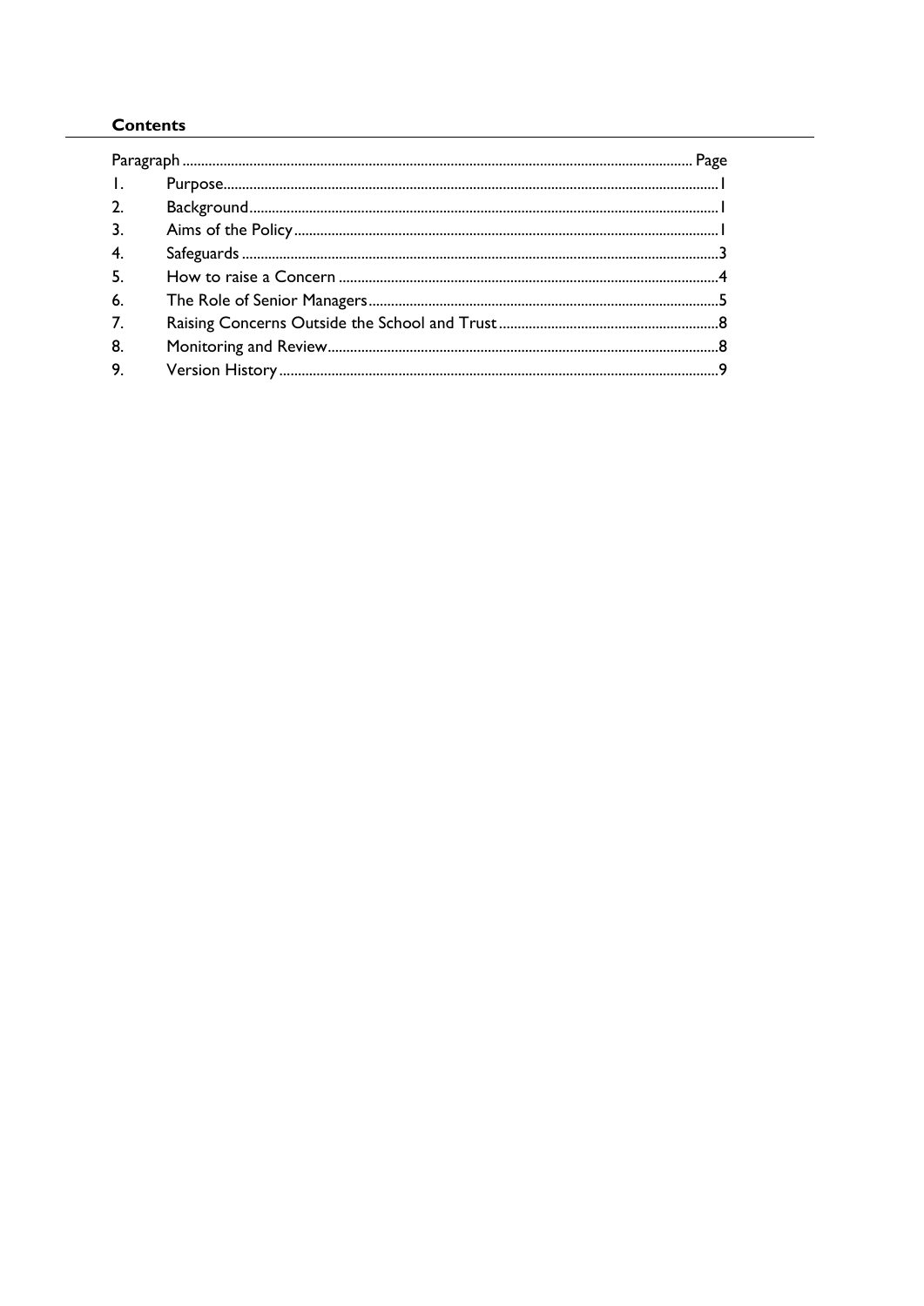**Contents**

| Paragraph | | Page |
|---|---|---|
| 1. | Purpose | 1 |
| 2. | Background | 1 |
| 3. | Aims of the Policy | 1 |
| 4. | Safeguards | 3 |
| 5. | How to raise a Concern | 4 |
| 6. | The Role of Senior Managers | 5 |
| 7. | Raising Concerns Outside the School and Trust | 8 |
| 8. | Monitoring and Review | 8 |
| 9. | Version History | 9 |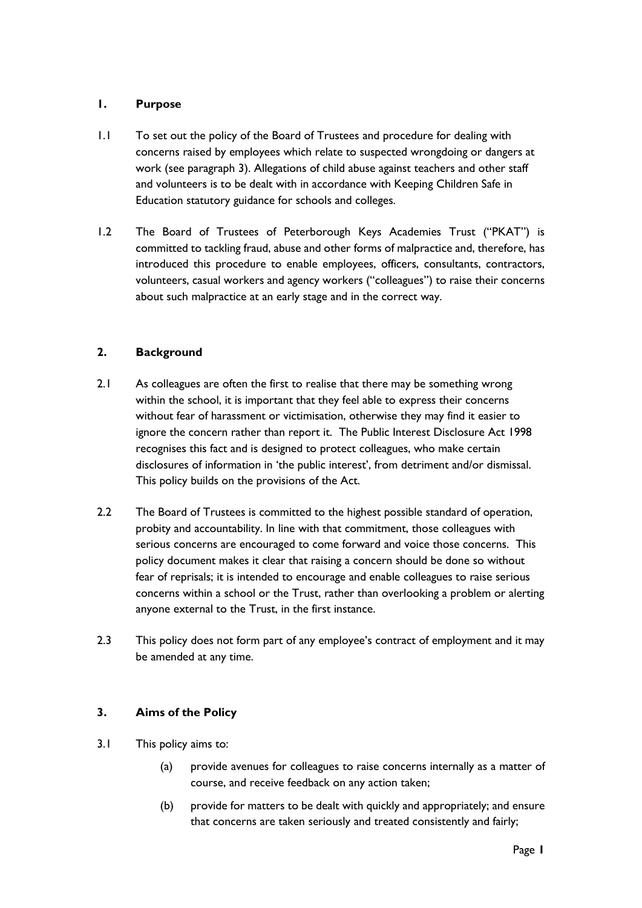## 1. Purpose

1.1 To set out the policy of the Board of Trustees and procedure for dealing with concerns raised by employees which relate to suspected wrongdoing or dangers at work (see paragraph 3). Allegations of child abuse against teachers and other staff and volunteers is to be dealt with in accordance with Keeping Children Safe in Education statutory guidance for schools and colleges.

1.2 The Board of Trustees of Peterborough Keys Academies Trust ("PKAT") is committed to tackling fraud, abuse and other forms of malpractice and, therefore, has introduced this procedure to enable employees, officers, consultants, contractors, volunteers, casual workers and agency workers ("colleagues") to raise their concerns about such malpractice at an early stage and in the correct way.

## 2. Background

2.1 As colleagues are often the first to realise that there may be something wrong within the school, it is important that they feel able to express their concerns without fear of harassment or victimisation, otherwise they may find it easier to ignore the concern rather than report it. The Public Interest Disclosure Act 1998 recognises this fact and is designed to protect colleagues, who make certain disclosures of information in 'the public interest', from detriment and/or dismissal. This policy builds on the provisions of the Act.

2.2 The Board of Trustees is committed to the highest possible standard of operation, probity and accountability. In line with that commitment, those colleagues with serious concerns are encouraged to come forward and voice those concerns. This policy document makes it clear that raising a concern should be done so without fear of reprisals; it is intended to encourage and enable colleagues to raise serious concerns within a school or the Trust, rather than overlooking a problem or alerting anyone external to the Trust, in the first instance.

2.3 This policy does not form part of any employee's contract of employment and it may be amended at any time.

## 3. Aims of the Policy

3.1 This policy aims to:

(a) provide avenues for colleagues to raise concerns internally as a matter of course, and receive feedback on any action taken;

(b) provide for matters to be dealt with quickly and appropriately; and ensure that concerns are taken seriously and treated consistently and fairly;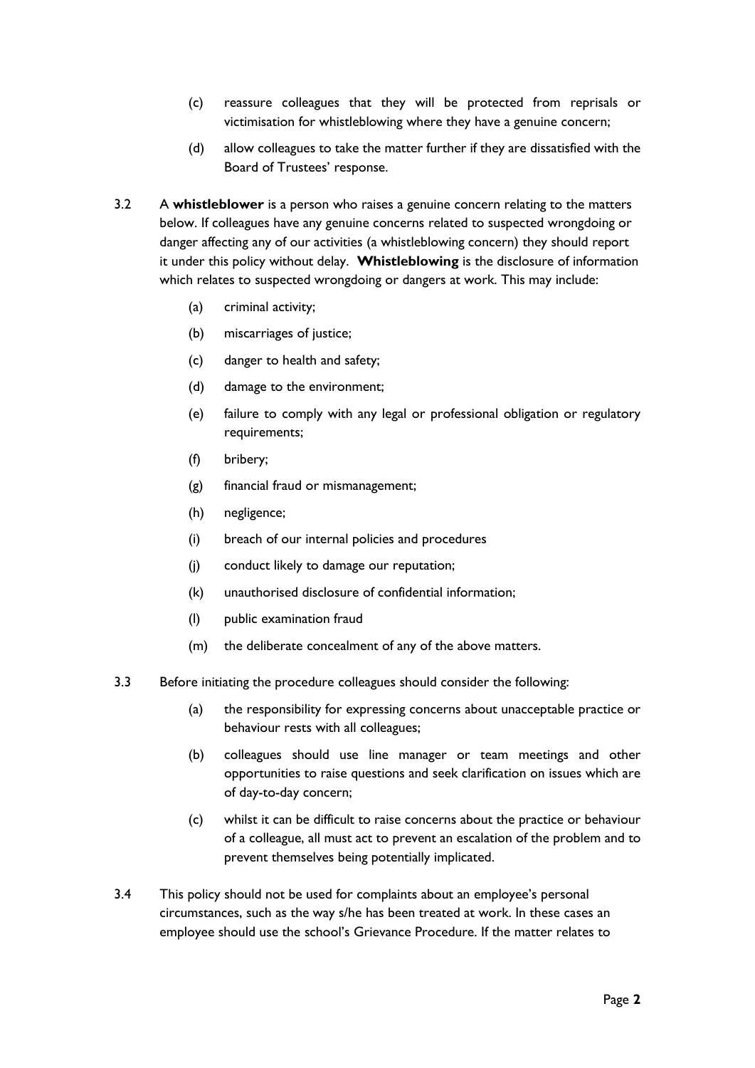(c) reassure colleagues that they will be protected from reprisals or victimisation for whistleblowing where they have a genuine concern;

(d) allow colleagues to take the matter further if they are dissatisfied with the Board of Trustees' response.

3.2 A **whistleblower** is a person who raises a genuine concern relating to the matters below. If colleagues have any genuine concerns related to suspected wrongdoing or danger affecting any of our activities (a whistleblowing concern) they should report it under this policy without delay. **Whistleblowing** is the disclosure of information which relates to suspected wrongdoing or dangers at work. This may include:

(a) criminal activity;

(b) miscarriages of justice;

(c) danger to health and safety;

(d) damage to the environment;

(e) failure to comply with any legal or professional obligation or regulatory requirements;

(f) bribery;

(g) financial fraud or mismanagement;

(h) negligence;

(i) breach of our internal policies and procedures

(j) conduct likely to damage our reputation;

(k) unauthorised disclosure of confidential information;

(l) public examination fraud

(m) the deliberate concealment of any of the above matters.

3.3 Before initiating the procedure colleagues should consider the following:

(a) the responsibility for expressing concerns about unacceptable practice or behaviour rests with all colleagues;

(b) colleagues should use line manager or team meetings and other opportunities to raise questions and seek clarification on issues which are of day-to-day concern;

(c) whilst it can be difficult to raise concerns about the practice or behaviour of a colleague, all must act to prevent an escalation of the problem and to prevent themselves being potentially implicated.

3.4 This policy should not be used for complaints about an employee's personal circumstances, such as the way s/he has been treated at work. In these cases an employee should use the school's Grievance Procedure. If the matter relates to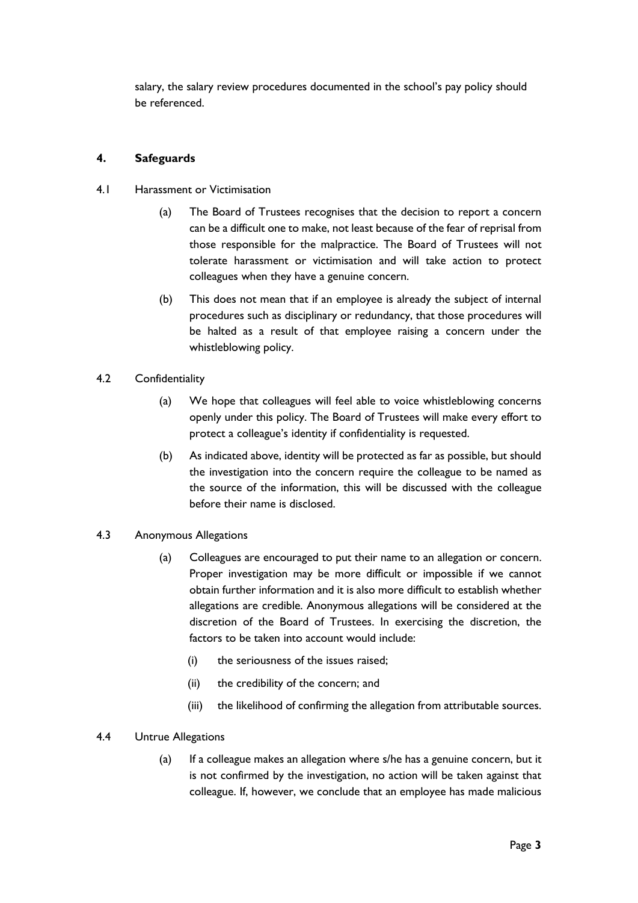salary, the salary review procedures documented in the school's pay policy should be referenced.

## 4. Safeguards

4.1 Harassment or Victimisation

(a) The Board of Trustees recognises that the decision to report a concern can be a difficult one to make, not least because of the fear of reprisal from those responsible for the malpractice. The Board of Trustees will not tolerate harassment or victimisation and will take action to protect colleagues when they have a genuine concern.

(b) This does not mean that if an employee is already the subject of internal procedures such as disciplinary or redundancy, that those procedures will be halted as a result of that employee raising a concern under the whistleblowing policy.

4.2 Confidentiality

(a) We hope that colleagues will feel able to voice whistleblowing concerns openly under this policy. The Board of Trustees will make every effort to protect a colleague's identity if confidentiality is requested.

(b) As indicated above, identity will be protected as far as possible, but should the investigation into the concern require the colleague to be named as the source of the information, this will be discussed with the colleague before their name is disclosed.

4.3 Anonymous Allegations

(a) Colleagues are encouraged to put their name to an allegation or concern. Proper investigation may be more difficult or impossible if we cannot obtain further information and it is also more difficult to establish whether allegations are credible. Anonymous allegations will be considered at the discretion of the Board of Trustees. In exercising the discretion, the factors to be taken into account would include:

(i) the seriousness of the issues raised;

(ii) the credibility of the concern; and

(iii) the likelihood of confirming the allegation from attributable sources.

4.4 Untrue Allegations

(a) If a colleague makes an allegation where s/he has a genuine concern, but it is not confirmed by the investigation, no action will be taken against that colleague. If, however, we conclude that an employee has made malicious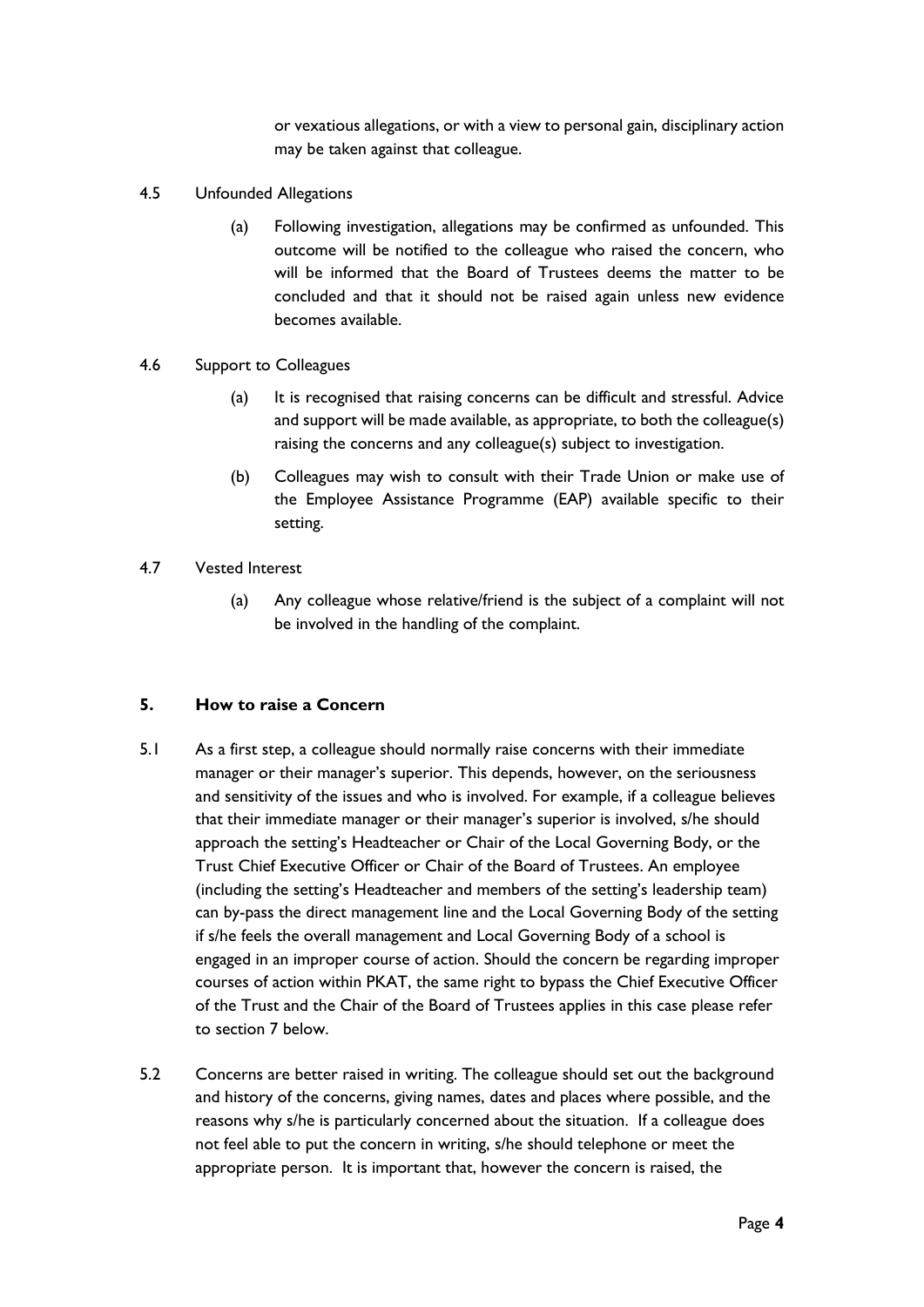or vexatious allegations, or with a view to personal gain, disciplinary action may be taken against that colleague.

4.5 Unfounded Allegations

(a) Following investigation, allegations may be confirmed as unfounded. This outcome will be notified to the colleague who raised the concern, who will be informed that the Board of Trustees deems the matter to be concluded and that it should not be raised again unless new evidence becomes available.

4.6 Support to Colleagues

(a) It is recognised that raising concerns can be difficult and stressful. Advice and support will be made available, as appropriate, to both the colleague(s) raising the concerns and any colleague(s) subject to investigation.

(b) Colleagues may wish to consult with their Trade Union or make use of the Employee Assistance Programme (EAP) available specific to their setting.

4.7 Vested Interest

(a) Any colleague whose relative/friend is the subject of a complaint will not be involved in the handling of the complaint.

## 5. How to raise a Concern

5.1 As a first step, a colleague should normally raise concerns with their immediate manager or their manager's superior. This depends, however, on the seriousness and sensitivity of the issues and who is involved. For example, if a colleague believes that their immediate manager or their manager's superior is involved, s/he should approach the setting's Headteacher or Chair of the Local Governing Body, or the Trust Chief Executive Officer or Chair of the Board of Trustees. An employee (including the setting's Headteacher and members of the setting's leadership team) can by-pass the direct management line and the Local Governing Body of the setting if s/he feels the overall management and Local Governing Body of a school is engaged in an improper course of action. Should the concern be regarding improper courses of action within PKAT, the same right to bypass the Chief Executive Officer of the Trust and the Chair of the Board of Trustees applies in this case please refer to section 7 below.

5.2 Concerns are better raised in writing. The colleague should set out the background and history of the concerns, giving names, dates and places where possible, and the reasons why s/he is particularly concerned about the situation. If a colleague does not feel able to put the concern in writing, s/he should telephone or meet the appropriate person. It is important that, however the concern is raised, the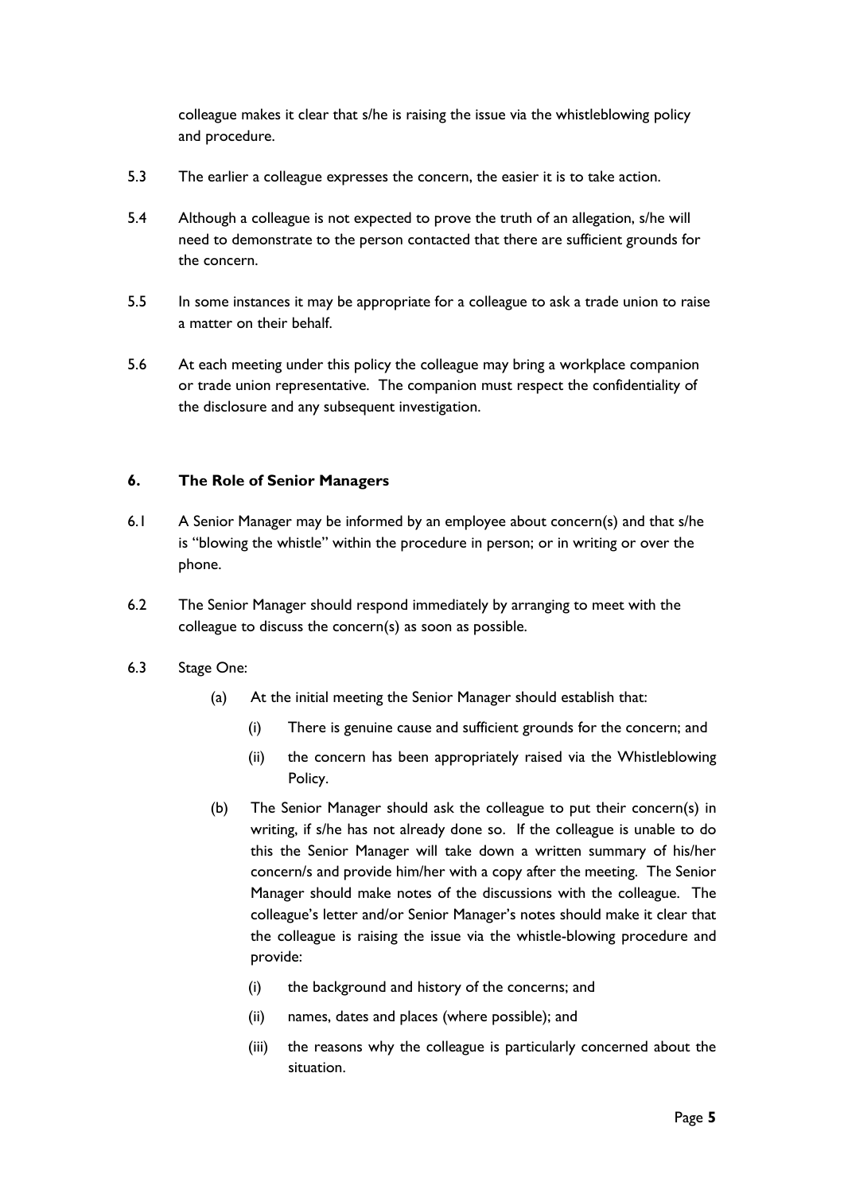colleague makes it clear that s/he is raising the issue via the whistleblowing policy and procedure.

5.3 The earlier a colleague expresses the concern, the easier it is to take action.

5.4 Although a colleague is not expected to prove the truth of an allegation, s/he will need to demonstrate to the person contacted that there are sufficient grounds for the concern.

5.5 In some instances it may be appropriate for a colleague to ask a trade union to raise a matter on their behalf.

5.6 At each meeting under this policy the colleague may bring a workplace companion or trade union representative. The companion must respect the confidentiality of the disclosure and any subsequent investigation.

## 6. The Role of Senior Managers

6.1 A Senior Manager may be informed by an employee about concern(s) and that s/he is "blowing the whistle" within the procedure in person; or in writing or over the phone.

6.2 The Senior Manager should respond immediately by arranging to meet with the colleague to discuss the concern(s) as soon as possible.

6.3 Stage One:

(a) At the initial meeting the Senior Manager should establish that:

(i) There is genuine cause and sufficient grounds for the concern; and

(ii) the concern has been appropriately raised via the Whistleblowing Policy.

(b) The Senior Manager should ask the colleague to put their concern(s) in writing, if s/he has not already done so. If the colleague is unable to do this the Senior Manager will take down a written summary of his/her concern/s and provide him/her with a copy after the meeting. The Senior Manager should make notes of the discussions with the colleague. The colleague's letter and/or Senior Manager's notes should make it clear that the colleague is raising the issue via the whistle-blowing procedure and provide:

(i) the background and history of the concerns; and

(ii) names, dates and places (where possible); and

(iii) the reasons why the colleague is particularly concerned about the situation.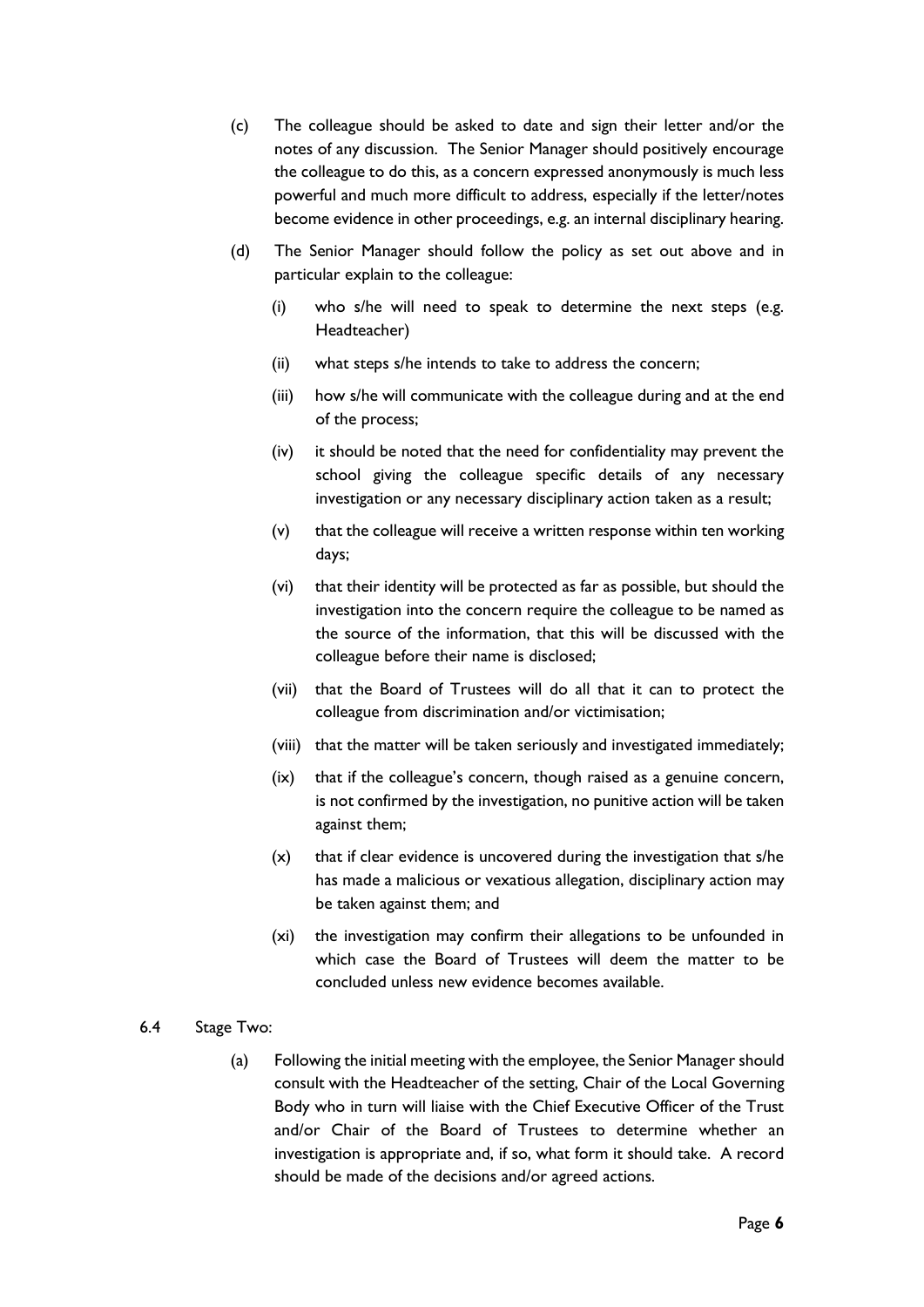(c) The colleague should be asked to date and sign their letter and/or the notes of any discussion. The Senior Manager should positively encourage the colleague to do this, as a concern expressed anonymously is much less powerful and much more difficult to address, especially if the letter/notes become evidence in other proceedings, e.g. an internal disciplinary hearing.

(d) The Senior Manager should follow the policy as set out above and in particular explain to the colleague:

- (i) who s/he will need to speak to determine the next steps (e.g. Headteacher)
- (ii) what steps s/he intends to take to address the concern;
- (iii) how s/he will communicate with the colleague during and at the end of the process;
- (iv) it should be noted that the need for confidentiality may prevent the school giving the colleague specific details of any necessary investigation or any necessary disciplinary action taken as a result;
- (v) that the colleague will receive a written response within ten working days;
- (vi) that their identity will be protected as far as possible, but should the investigation into the concern require the colleague to be named as the source of the information, that this will be discussed with the colleague before their name is disclosed;
- (vii) that the Board of Trustees will do all that it can to protect the colleague from discrimination and/or victimisation;
- (viii) that the matter will be taken seriously and investigated immediately;
- (ix) that if the colleague's concern, though raised as a genuine concern, is not confirmed by the investigation, no punitive action will be taken against them;
- (x) that if clear evidence is uncovered during the investigation that s/he has made a malicious or vexatious allegation, disciplinary action may be taken against them; and
- (xi) the investigation may confirm their allegations to be unfounded in which case the Board of Trustees will deem the matter to be concluded unless new evidence becomes available.

6.4 Stage Two:

(a) Following the initial meeting with the employee, the Senior Manager should consult with the Headteacher of the setting, Chair of the Local Governing Body who in turn will liaise with the Chief Executive Officer of the Trust and/or Chair of the Board of Trustees to determine whether an investigation is appropriate and, if so, what form it should take. A record should be made of the decisions and/or agreed actions.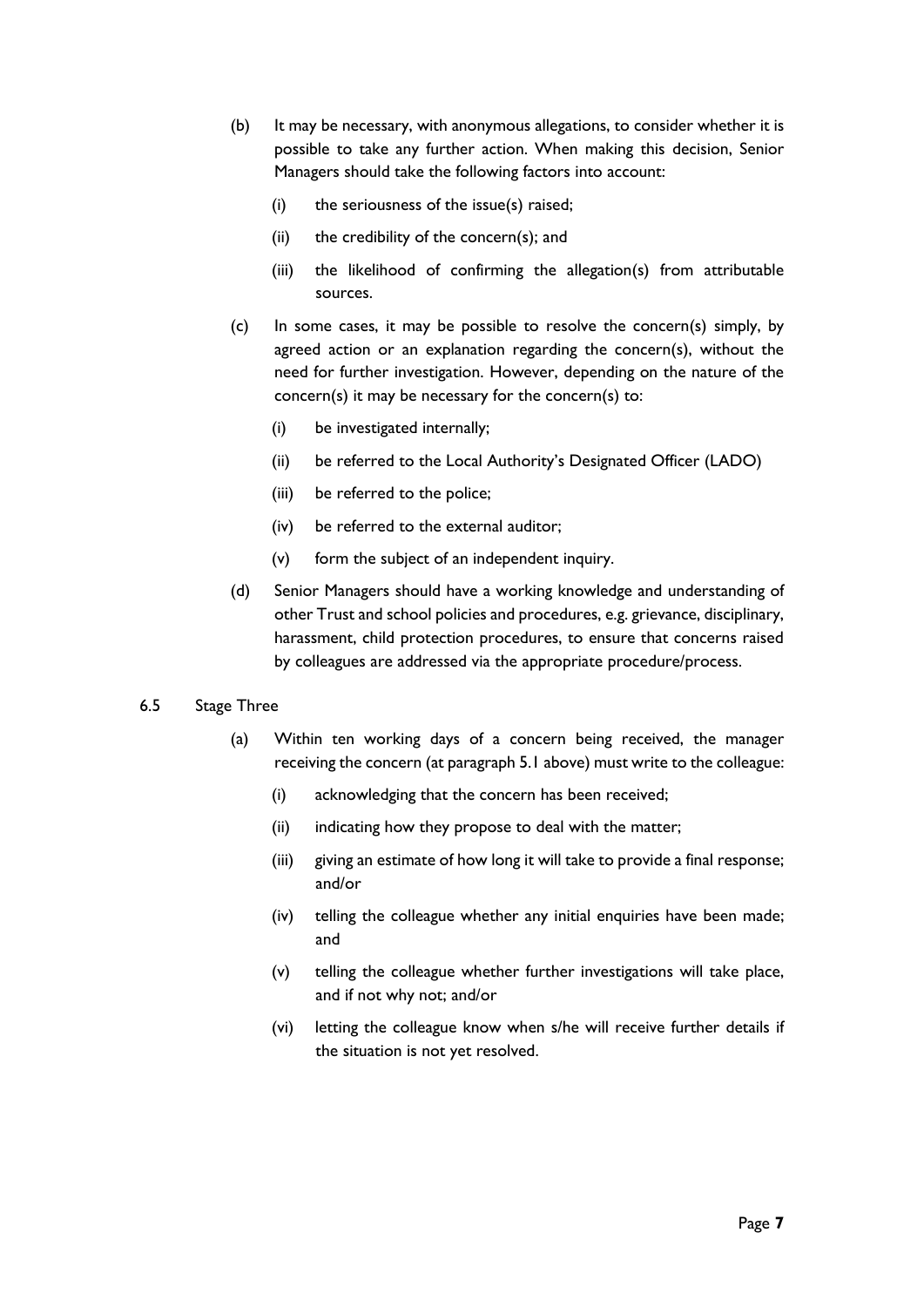(b) It may be necessary, with anonymous allegations, to consider whether it is possible to take any further action. When making this decision, Senior Managers should take the following factors into account:

   (i) the seriousness of the issue(s) raised;

   (ii) the credibility of the concern(s); and

   (iii) the likelihood of confirming the allegation(s) from attributable sources.

(c) In some cases, it may be possible to resolve the concern(s) simply, by agreed action or an explanation regarding the concern(s), without the need for further investigation. However, depending on the nature of the concern(s) it may be necessary for the concern(s) to:

   (i) be investigated internally;

   (ii) be referred to the Local Authority's Designated Officer (LADO)

   (iii) be referred to the police;

   (iv) be referred to the external auditor;

   (v) form the subject of an independent inquiry.

(d) Senior Managers should have a working knowledge and understanding of other Trust and school policies and procedures, e.g. grievance, disciplinary, harassment, child protection procedures, to ensure that concerns raised by colleagues are addressed via the appropriate procedure/process.

6.5 Stage Three

(a) Within ten working days of a concern being received, the manager receiving the concern (at paragraph 5.1 above) must write to the colleague:

   (i) acknowledging that the concern has been received;

   (ii) indicating how they propose to deal with the matter;

   (iii) giving an estimate of how long it will take to provide a final response; and/or

   (iv) telling the colleague whether any initial enquiries have been made; and

   (v) telling the colleague whether further investigations will take place, and if not why not; and/or

   (vi) letting the colleague know when s/he will receive further details if the situation is not yet resolved.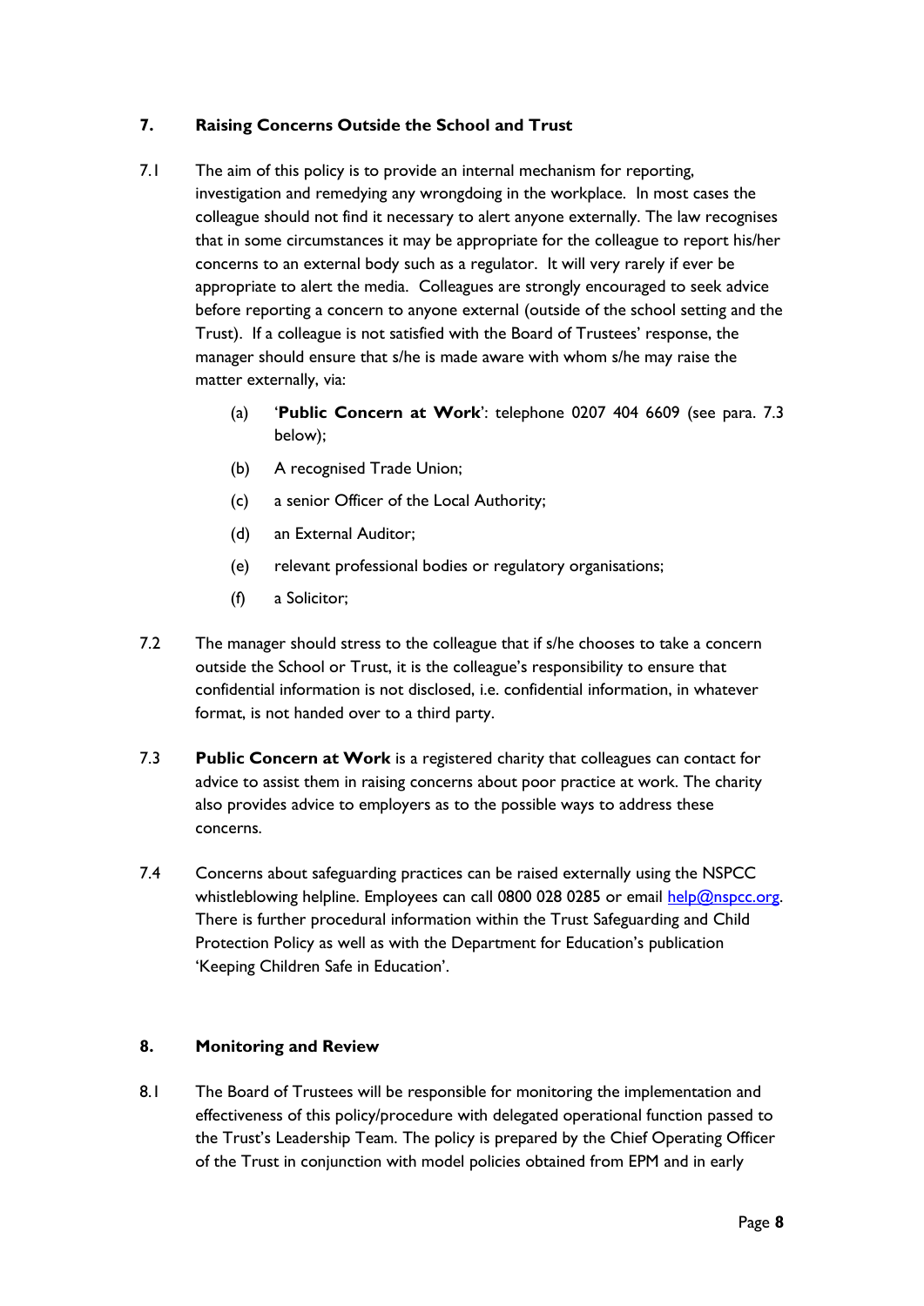## 7. Raising Concerns Outside the School and Trust

7.1 The aim of this policy is to provide an internal mechanism for reporting, investigation and remedying any wrongdoing in the workplace. In most cases the colleague should not find it necessary to alert anyone externally. The law recognises that in some circumstances it may be appropriate for the colleague to report his/her concerns to an external body such as a regulator. It will very rarely if ever be appropriate to alert the media. Colleagues are strongly encouraged to seek advice before reporting a concern to anyone external (outside of the school setting and the Trust). If a colleague is not satisfied with the Board of Trustees' response, the manager should ensure that s/he is made aware with whom s/he may raise the matter externally, via:

(a) '**Public Concern at Work**': telephone 0207 404 6609 (see para. 7.3 below);

(b) A recognised Trade Union;

(c) a senior Officer of the Local Authority;

(d) an External Auditor;

(e) relevant professional bodies or regulatory organisations;

(f) a Solicitor;

7.2 The manager should stress to the colleague that if s/he chooses to take a concern outside the School or Trust, it is the colleague's responsibility to ensure that confidential information is not disclosed, i.e. confidential information, in whatever format, is not handed over to a third party.

7.3 **Public Concern at Work** is a registered charity that colleagues can contact for advice to assist them in raising concerns about poor practice at work. The charity also provides advice to employers as to the possible ways to address these concerns.

7.4 Concerns about safeguarding practices can be raised externally using the NSPCC whistleblowing helpline. Employees can call 0800 028 0285 or email help@nspcc.org. There is further procedural information within the Trust Safeguarding and Child Protection Policy as well as with the Department for Education's publication 'Keeping Children Safe in Education'.

## 8. Monitoring and Review

8.1 The Board of Trustees will be responsible for monitoring the implementation and effectiveness of this policy/procedure with delegated operational function passed to the Trust's Leadership Team. The policy is prepared by the Chief Operating Officer of the Trust in conjunction with model policies obtained from EPM and in early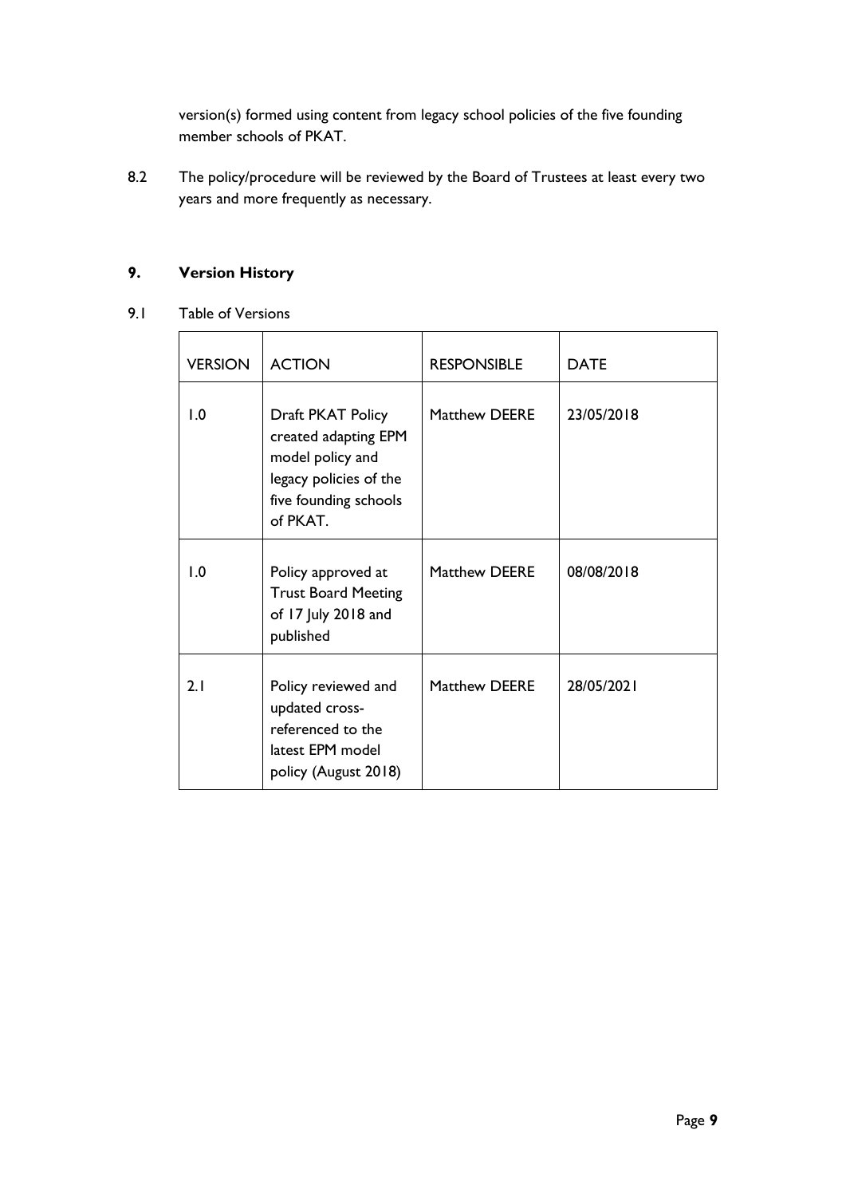version(s) formed using content from legacy school policies of the five founding member schools of PKAT.

8.2 The policy/procedure will be reviewed by the Board of Trustees at least every two years and more frequently as necessary.

## 9. Version History

9.1 Table of Versions

| VERSION | ACTION | RESPONSIBLE | DATE |
|---|---|---|---|
| 1.0 | Draft PKAT Policy created adapting EPM model policy and legacy policies of the five founding schools of PKAT. | Matthew DEERE | 23/05/2018 |
| 1.0 | Policy approved at Trust Board Meeting of 17 July 2018 and published | Matthew DEERE | 08/08/2018 |
| 2.1 | Policy reviewed and updated cross-referenced to the latest EPM model policy (August 2018) | Matthew DEERE | 28/05/2021 |